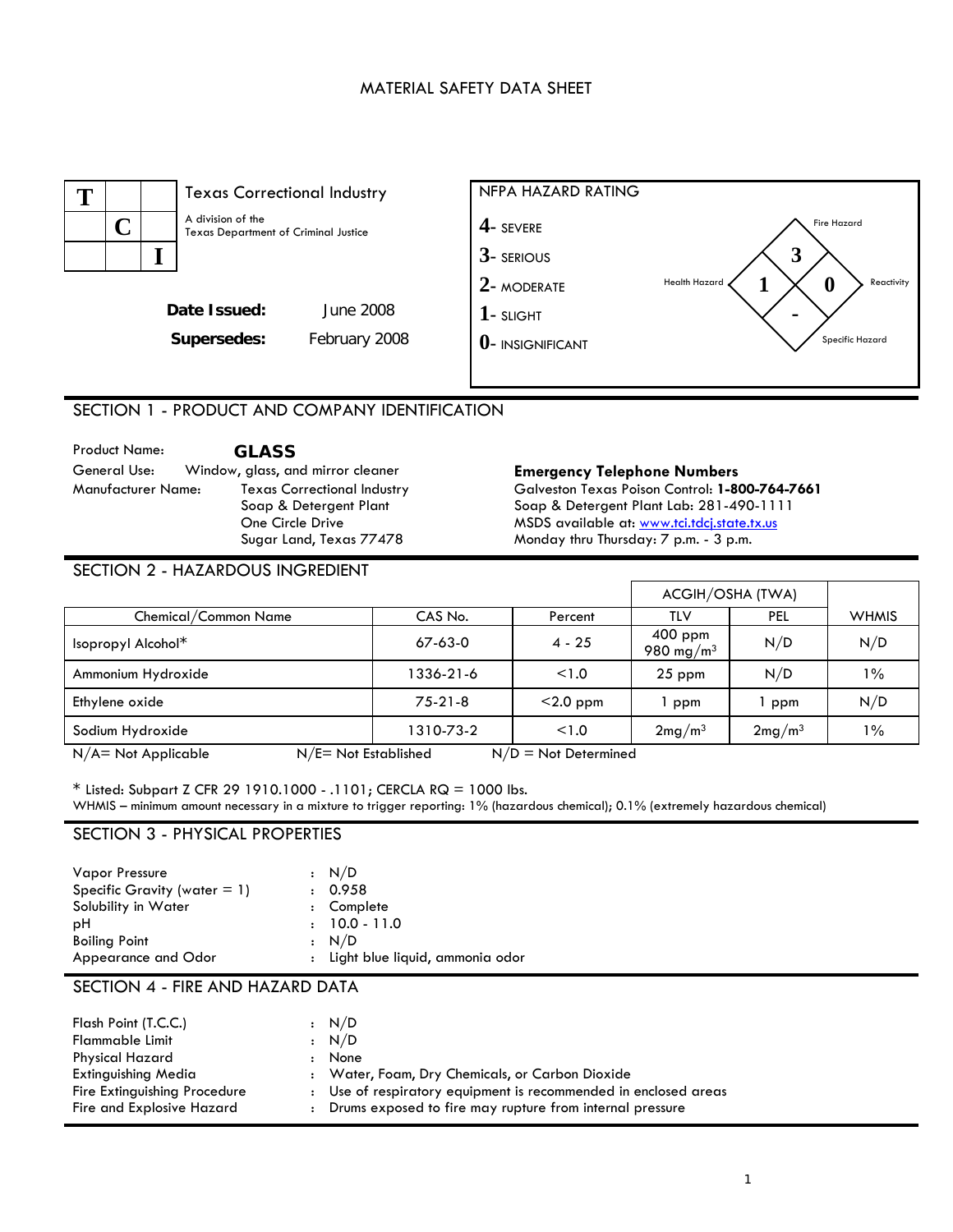# MATERIAL SAFETY DATA SHEET

**TCI** Texas Correctional Industry

A division of the Texas Department of Criminal Justice

**Date Issued:** June 2008

**Supersedes:** February 2008

**NFPA HAZARD RATING**

4- SEVERE
3- SERIOUS
2- MODERATE
1- SLIGHT
0- INSIGNIFICANT

Fire Hazard: 3
Health Hazard: 1
Reactivity: 0
Specific Hazard: -

## SECTION 1 - PRODUCT AND COMPANY IDENTIFICATION

Product Name: **GLASS**

General Use: Window, glass, and mirror cleaner

Manufacturer Name: Texas Correctional Industry
Soap & Detergent Plant
One Circle Drive
Sugar Land, Texas 77478

**Emergency Telephone Numbers**

Galveston Texas Poison Control: **1-800-764-7661**
Soap & Detergent Plant Lab: 281-490-1111
MSDS available at: [www.tci.tdcj.state.tx.us](www.tci.tdcj.state.tx.us)
Monday thru Thursday: 7 p.m. - 3 p.m.

## SECTION 2 - HAZARDOUS INGREDIENT

| Chemical/Common Name | CAS No. | Percent | ACGIH/OSHA (TWA) TLV | ACGIH/OSHA (TWA) PEL | WHMIS |
|---|---|---|---|---|---|
| Isopropyl Alcohol* | 67-63-0 | 4 - 25 | 400 ppm 980 $mg/m^3$ | N/D | N/D |
| Ammonium Hydroxide | 1336-21-6 | <1.0 | 25 ppm | N/D | 1% |
| Ethylene oxide | 75-21-8 | <2.0 ppm | 1 ppm | 1 ppm | N/D |
| Sodium Hydroxide | 1310-73-2 | <1.0 | 2$mg/m^3$ | 2$mg/m^3$ | 1% |

N/A= Not Applicable N/E= Not Established N/D = Not Determined

* Listed: Subpart Z CFR 29 1910.1000 - .1101; CERCLA RQ = 1000 lbs.
WHMIS – minimum amount necessary in a mixture to trigger reporting: 1% (hazardous chemical); 0.1% (extremely hazardous chemical)

## SECTION 3 - PHYSICAL PROPERTIES

| | |
|---|---|
| Vapor Pressure | : N/D |
| Specific Gravity (water = 1) | : 0.958 |
| Solubility in Water | : Complete |
| pH | : 10.0 - 11.0 |
| Boiling Point | : N/D |
| Appearance and Odor | : Light blue liquid, ammonia odor |

## SECTION 4 - FIRE AND HAZARD DATA

| | |
|---|---|
| Flash Point (T.C.C.) | : N/D |
| Flammable Limit | : N/D |
| Physical Hazard | : None |
| Extinguishing Media | : Water, Foam, Dry Chemicals, or Carbon Dioxide |
| Fire Extinguishing Procedure | : Use of respiratory equipment is recommended in enclosed areas |
| Fire and Explosive Hazard | : Drums exposed to fire may rupture from internal pressure |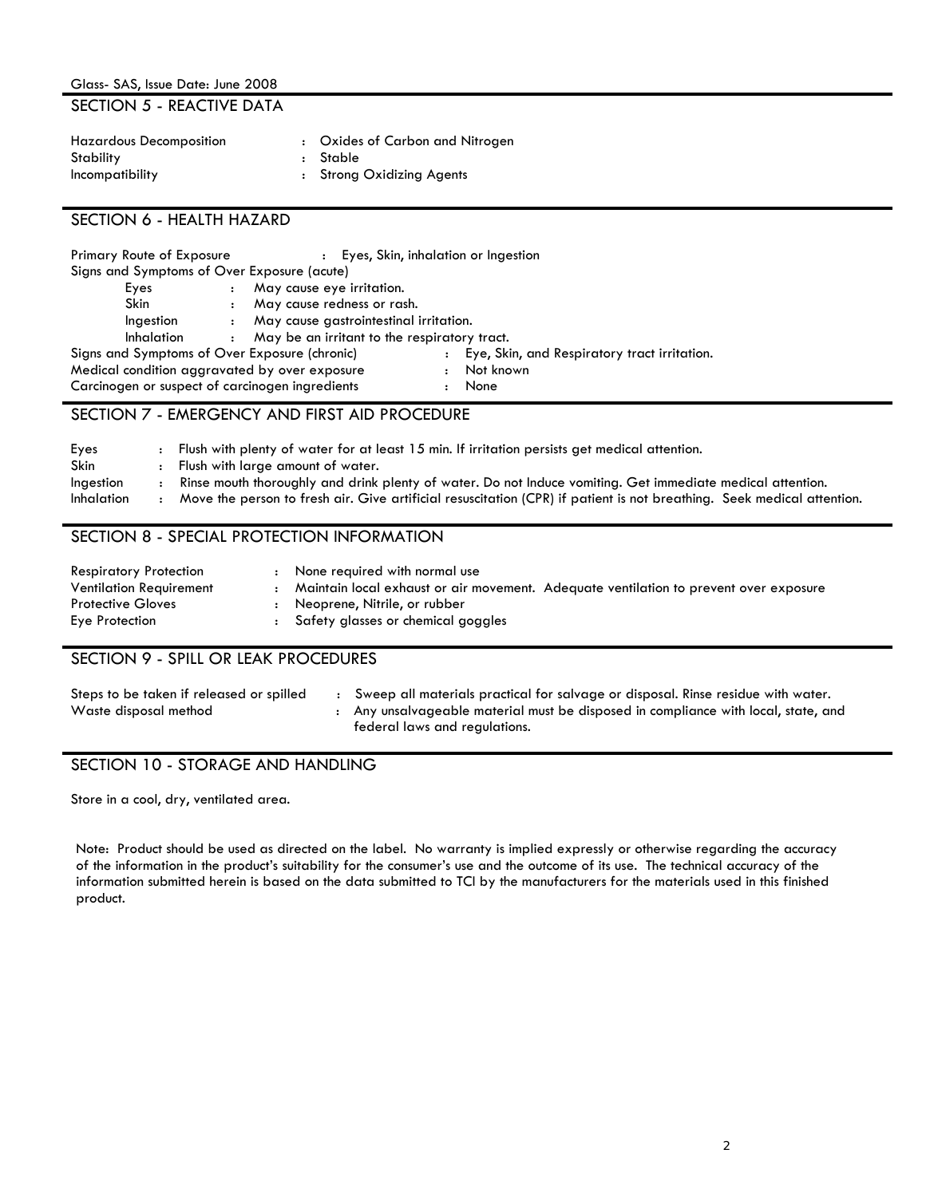## SECTION 5 - REACTIVE DATA

| | | |
|---|---|---|
| Hazardous Decomposition | : | Oxides of Carbon and Nitrogen |
| Stability | : | Stable |
| Incompatibility | : | Strong Oxidizing Agents |

## SECTION 6 - HEALTH HAZARD

Primary Route of Exposure : Eyes, Skin, inhalation or Ingestion

Signs and Symptoms of Over Exposure (acute)

| | | |
|---|---|---|
| Eyes | : | May cause eye irritation. |
| Skin | : | May cause redness or rash. |
| Ingestion | : | May cause gastrointestinal irritation. |
| Inhalation | : | May be an irritant to the respiratory tract. |

| | | |
|---|---|---|
| Signs and Symptoms of Over Exposure (chronic) | : | Eye, Skin, and Respiratory tract irritation. |
| Medical condition aggravated by over exposure | : | Not known |
| Carcinogen or suspect of carcinogen ingredients | : | None |

## SECTION 7 - EMERGENCY AND FIRST AID PROCEDURE

| | | |
|---|---|---|
| Eyes | : | Flush with plenty of water for at least 15 min. If irritation persists get medical attention. |
| Skin | : | Flush with large amount of water. |
| Ingestion | : | Rinse mouth thoroughly and drink plenty of water. Do not Induce vomiting. Get immediate medical attention. |
| Inhalation | : | Move the person to fresh air. Give artificial resuscitation (CPR) if patient is not breathing. Seek medical attention. |

## SECTION 8 - SPECIAL PROTECTION INFORMATION

| | | |
|---|---|---|
| Respiratory Protection | : | None required with normal use |
| Ventilation Requirement | : | Maintain local exhaust or air movement. Adequate ventilation to prevent over exposure |
| Protective Gloves | : | Neoprene, Nitrile, or rubber |
| Eye Protection | : | Safety glasses or chemical goggles |

## SECTION 9 - SPILL OR LEAK PROCEDURES

| | | |
|---|---|---|
| Steps to be taken if released or spilled | : | Sweep all materials practical for salvage or disposal. Rinse residue with water. |
| Waste disposal method | : | Any unsalvageable material must be disposed in compliance with local, state, and federal laws and regulations. |

## SECTION 10 - STORAGE AND HANDLING

Store in a cool, dry, ventilated area.

Note: Product should be used as directed on the label. No warranty is implied expressly or otherwise regarding the accuracy of the information in the product's suitability for the consumer's use and the outcome of its use. The technical accuracy of the information submitted herein is based on the data submitted to TCI by the manufacturers for the materials used in this finished product.